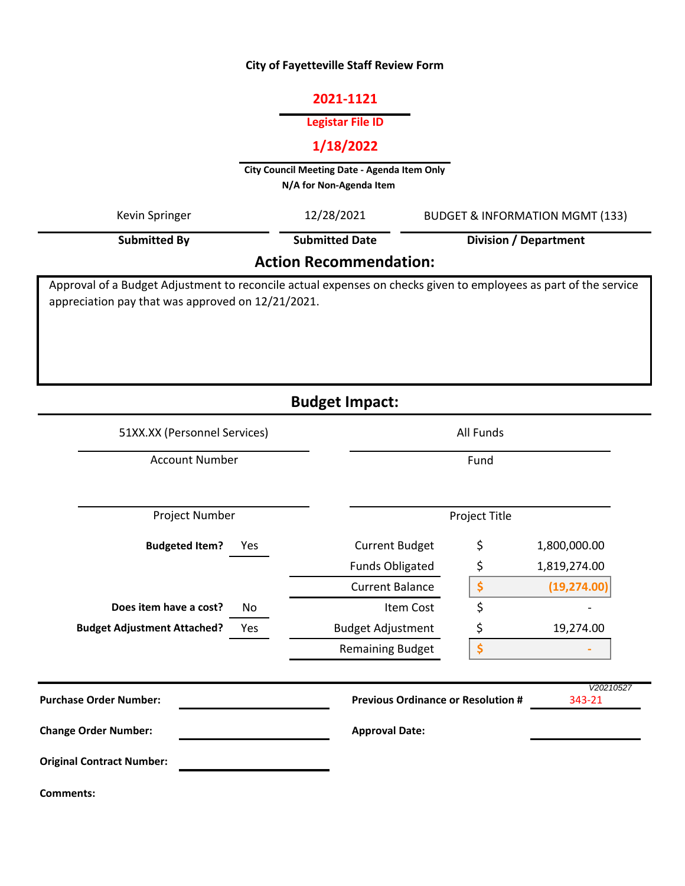# City of Fayetteville Staff Review Form

**2021-1121**

**Legistar File ID**

**1/18/2022**

**City Council Meeting Date - Agenda Item Only**
**N/A for Non-Agenda Item**

| Kevin Springer | 12/28/2021 | BUDGET & INFORMATION MGMT (133) |
|---|---|---|
| **Submitted By** | **Submitted Date** | **Division / Department** |

## Action Recommendation:

Approval of a Budget Adjustment to reconcile actual expenses on checks given to employees as part of the service appreciation pay that was approved on 12/21/2021.

## Budget Impact:

| 51XX.XX (Personnel Services) | All Funds |
|---|---|
| Account Number | Fund |
| | |
| Project Number | Project Title |

| | | | | |
|---|---|---|---|---|
| **Budgeted Item?** | Yes | Current Budget | $ | 1,800,000.00 |
| | | Funds Obligated | $ | 1,819,274.00 |
| | | Current Balance | $ | (19,274.00) |
| **Does item have a cost?** | No | Item Cost | $ | - |
| **Budget Adjustment Attached?** | Yes | Budget Adjustment | $ | 19,274.00 |
| | | Remaining Budget | $ | - |

V20210527

| | | | |
|---|---|---|---|
| **Purchase Order Number:** | | **Previous Ordinance or Resolution #** | 343-21 |
| **Change Order Number:** | | **Approval Date:** | |
| **Original Contract Number:** | | | |

**Comments:**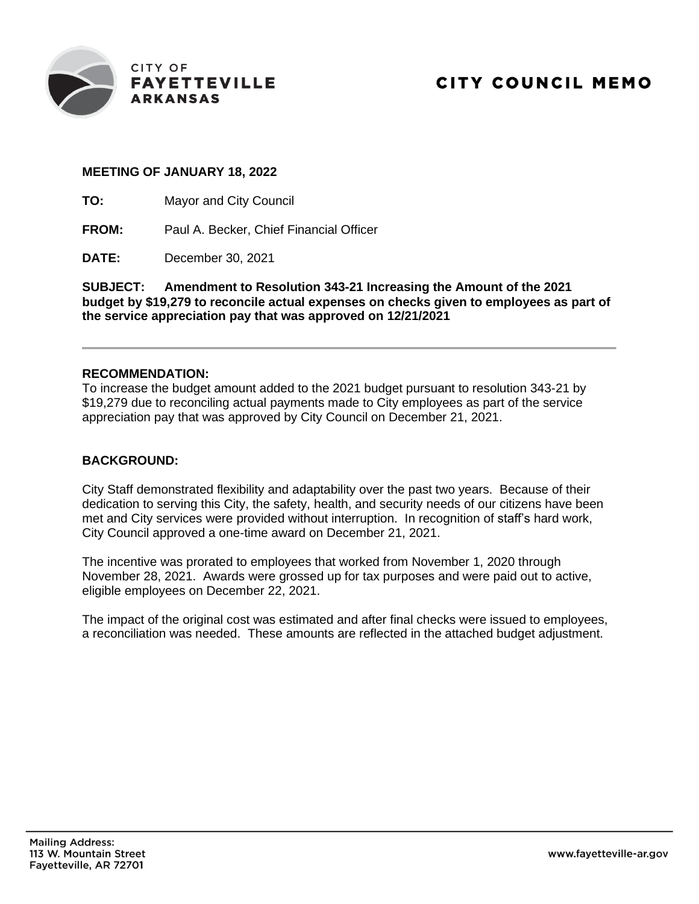CITY OF
**FAYETTEVILLE**
**ARKANSAS**

# CITY COUNCIL MEMO

**MEETING OF JANUARY 18, 2022**

**TO:** Mayor and City Council

**FROM:** Paul A. Becker, Chief Financial Officer

**DATE:** December 30, 2021

**SUBJECT: Amendment to Resolution 343-21 Increasing the Amount of the 2021 budget by $19,279 to reconcile actual expenses on checks given to employees as part of the service appreciation pay that was approved on 12/21/2021**

---

**RECOMMENDATION:**

To increase the budget amount added to the 2021 budget pursuant to resolution 343-21 by $19,279 due to reconciling actual payments made to City employees as part of the service appreciation pay that was approved by City Council on December 21, 2021.

**BACKGROUND:**

City Staff demonstrated flexibility and adaptability over the past two years. Because of their dedication to serving this City, the safety, health, and security needs of our citizens have been met and City services were provided without interruption. In recognition of staff's hard work, City Council approved a one-time award on December 21, 2021.

The incentive was prorated to employees that worked from November 1, 2020 through November 28, 2021. Awards were grossed up for tax purposes and were paid out to active, eligible employees on December 22, 2021.

The impact of the original cost was estimated and after final checks were issued to employees, a reconciliation was needed. These amounts are reflected in the attached budget adjustment.

Mailing Address:
113 W. Mountain Street
Fayetteville, AR 72701

www.fayetteville-ar.gov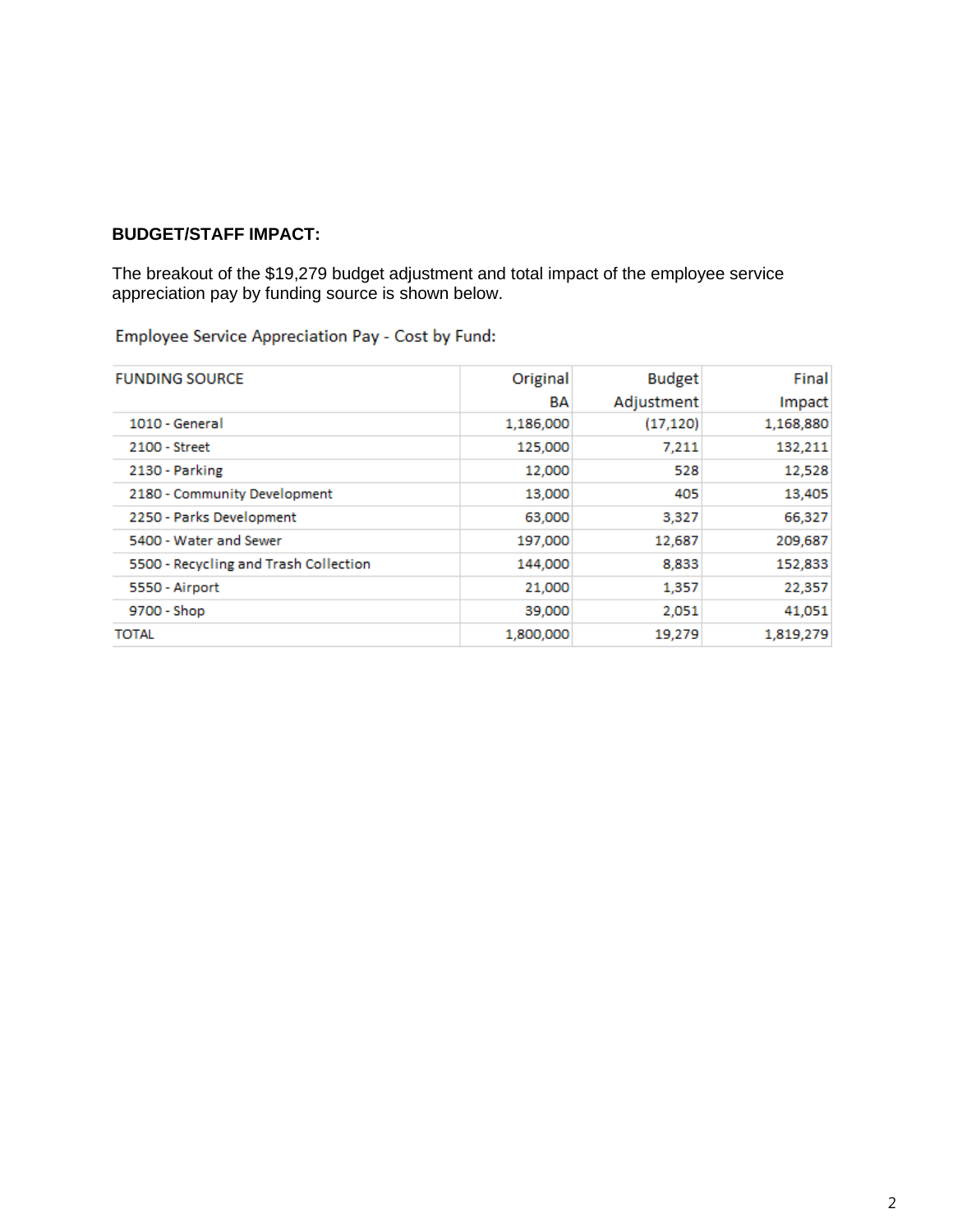**BUDGET/STAFF IMPACT:**

The breakout of the $19,279 budget adjustment and total impact of the employee service appreciation pay by funding source is shown below.

Employee Service Appreciation Pay - Cost by Fund:

| FUNDING SOURCE | Original BA | Budget Adjustment | Final Impact |
|---|---:|---:|---:|
| 1010 - General | 1,186,000 | (17,120) | 1,168,880 |
| 2100 - Street | 125,000 | 7,211 | 132,211 |
| 2130 - Parking | 12,000 | 528 | 12,528 |
| 2180 - Community Development | 13,000 | 405 | 13,405 |
| 2250 - Parks Development | 63,000 | 3,327 | 66,327 |
| 5400 - Water and Sewer | 197,000 | 12,687 | 209,687 |
| 5500 - Recycling and Trash Collection | 144,000 | 8,833 | 152,833 |
| 5550 - Airport | 21,000 | 1,357 | 22,357 |
| 9700 - Shop | 39,000 | 2,051 | 41,051 |
| TOTAL | 1,800,000 | 19,279 | 1,819,279 |